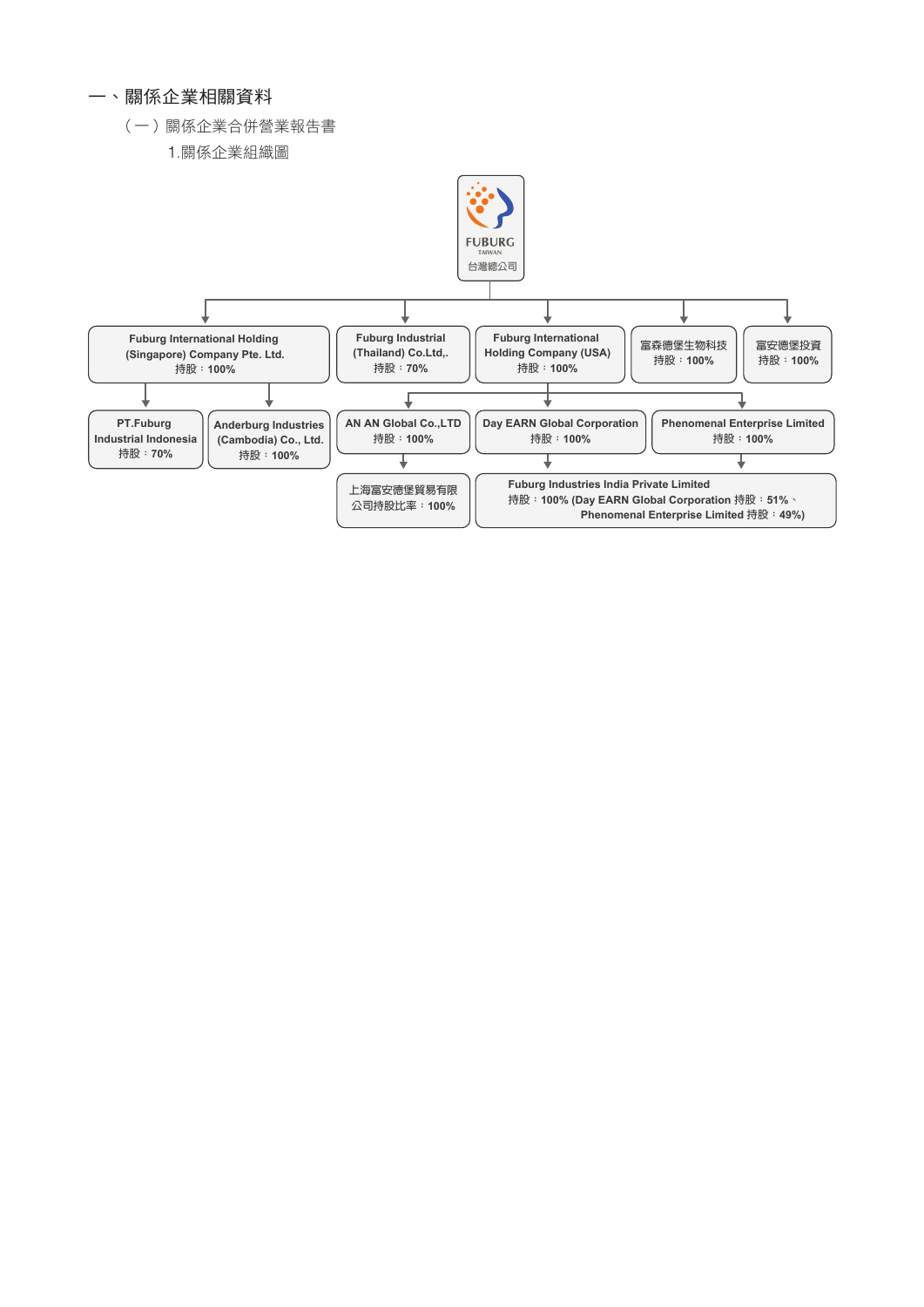# 一、關係企業相關資料

## （一）關係企業合併營業報告書

### 1.關係企業組織圖

FUBURG TAIWAN 台灣總公司

- Fuburg International Holding (Singapore) Company Pte. Ltd. 持股：100%
  - PT.Fuburg Industrial Indonesia 持股：70%
  - Anderburg Industries (Cambodia) Co., Ltd. 持股：100%
- Fuburg Industrial (Thailand) Co.Ltd,. 持股：70%
- Fuburg International Holding Company (USA) 持股：100%
  - AN AN Global Co.,LTD 持股：100%
    - 上海富安德堡貿易有限公司持股比率：100%
  - Day EARN Global Corporation 持股：100%
  - Phenomenal Enterprise Limited 持股：100%
    - Fuburg Industries India Private Limited 持股：100% (Day EARN Global Corporation 持股：51%、Phenomenal Enterprise Limited 持股：49%)
- 富森德堡生物科技 持股：100%
- 富安德堡投資 持股：100%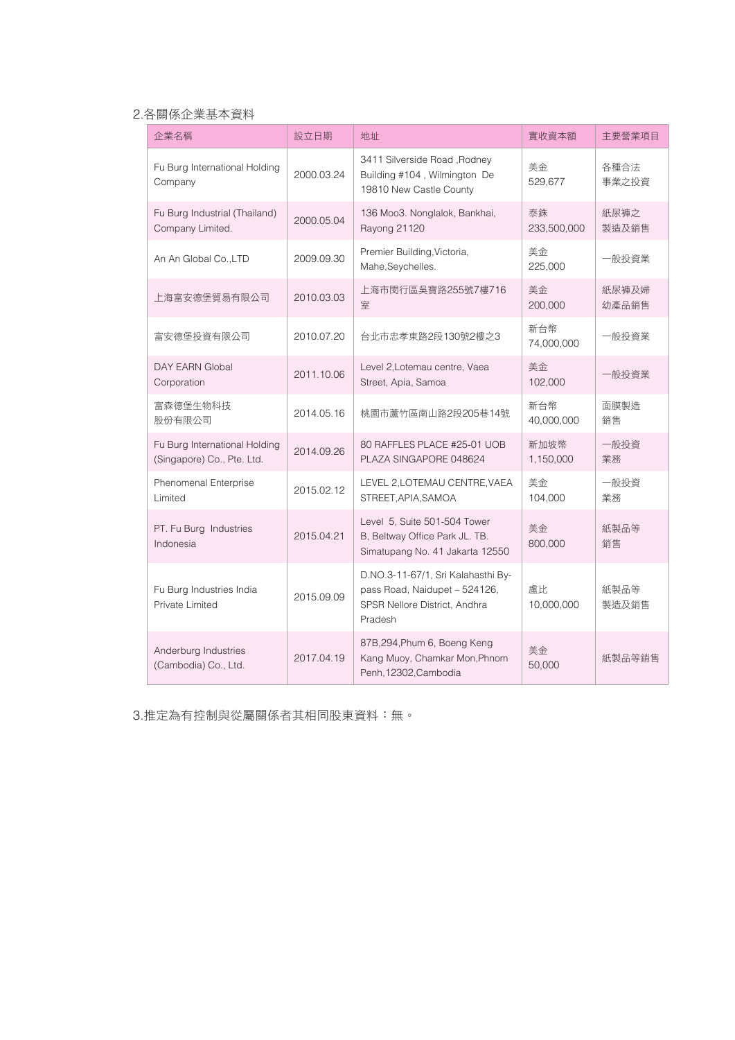2.各關係企業基本資料

| 企業名稱 | 設立日期 | 地址 | 實收資本額 | 主要營業項目 |
|---|---|---|---|---|
| Fu Burg International Holding Company | 2000.03.24 | 3411 Silverside Road ,Rodney Building #104 , Wilmington De 19810 New Castle County | 美金 529,677 | 各種合法事業之投資 |
| Fu Burg Industrial (Thailand) Company Limited. | 2000.05.04 | 136 Moo3. Nonglalok, Bankhai, Rayong 21120 | 泰銖 233,500,000 | 紙尿褲之製造及銷售 |
| An An Global Co.,LTD | 2009.09.30 | Premier Building,Victoria, Mahe,Seychelles. | 美金 225,000 | 一般投資業 |
| 上海富安德堡貿易有限公司 | 2010.03.03 | 上海市閔行區吳寶路255號7樓716室 | 美金 200,000 | 紙尿褲及婦幼產品銷售 |
| 富安德堡投資有限公司 | 2010.07.20 | 台北市忠孝東路2段130號2樓之3 | 新台幣 74,000,000 | 一般投資業 |
| DAY EARN Global Corporation | 2011.10.06 | Level 2,Lotemau centre, Vaea Street, Apia, Samoa | 美金 102,000 | 一般投資業 |
| 富森德堡生物科技股份有限公司 | 2014.05.16 | 桃園市蘆竹區南山路2段205巷14號 | 新台幣 40,000,000 | 面膜製造銷售 |
| Fu Burg International Holding (Singapore) Co., Pte. Ltd. | 2014.09.26 | 80 RAFFLES PLACE #25-01 UOB PLAZA SINGAPORE 048624 | 新加坡幣 1,150,000 | 一般投資業務 |
| Phenomenal Enterprise Limited | 2015.02.12 | LEVEL 2,LOTEMAU CENTRE,VAEA STREET,APIA,SAMOA | 美金 104,000 | 一般投資業務 |
| PT. Fu Burg Industries Indonesia | 2015.04.21 | Level 5, Suite 501-504 Tower B, Beltway Office Park JL. TB. Simatupang No. 41 Jakarta 12550 | 美金 800,000 | 紙製品等銷售 |
| Fu Burg Industries India Private Limited | 2015.09.09 | D.NO.3-11-67/1, Sri Kalahasthi By-pass Road, Naidupet – 524126, SPSR Nellore District, Andhra Pradesh | 盧比 10,000,000 | 紙製品等製造及銷售 |
| Anderburg Industries (Cambodia) Co., Ltd. | 2017.04.19 | 87B,294,Phum 6, Boeng Keng Kang Muoy, Chamkar Mon,Phnom Penh,12302,Cambodia | 美金 50,000 | 紙製品等銷售 |

3.推定為有控制與從屬關係者其相同股東資料：無。